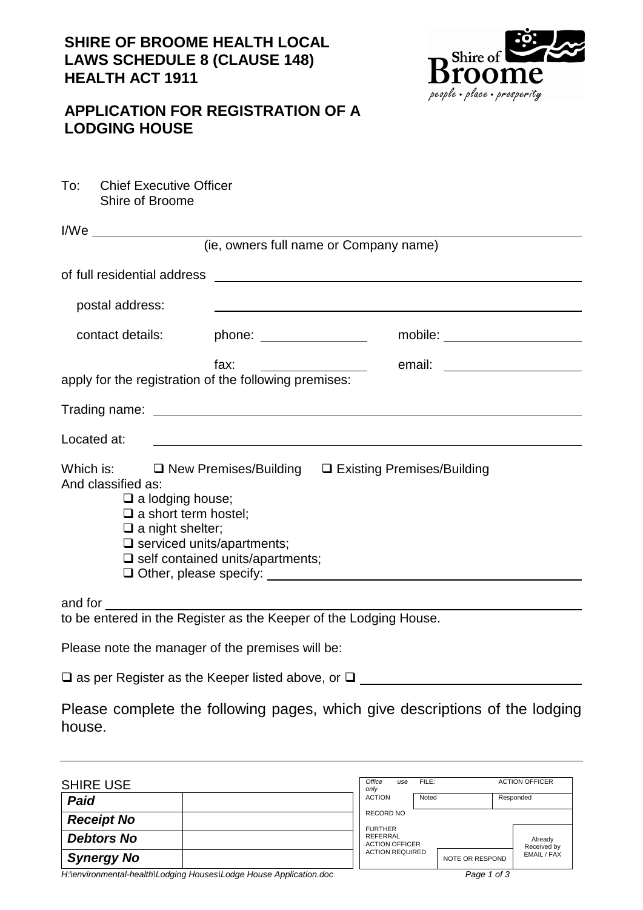# SHIRE OF BROOME HEALTH LOCAL LAWS SCHEDULE 8 (CLAUSE 148) HEALTH ACT 1911

Shire of Broome
*people • place • prosperity*

## APPLICATION FOR REGISTRATION OF A LODGING HOUSE

To: Chief Executive Officer
Shire of Broome

I/We ____________________________________________
(ie, owners full name or Company name)

of full residential address ____________________________________________

postal address: ____________________________________________

contact details: phone: ______________ mobile: ______________

fax: ______________ email: ______________

apply for the registration of the following premises:

Trading name: ____________________________________________

Located at: ____________________________________________

Which is: ❑ New Premises/Building ❑ Existing Premises/Building

And classified as:

- ❑ a lodging house;
- ❑ a short term hostel;
- ❑ a night shelter;
- ❑ serviced units/apartments;
- ❑ self contained units/apartments;
- ❑ Other, please specify: ______________________________

and for ____________________________________________
to be entered in the Register as the Keeper of the Lodging House.

Please note the manager of the premises will be:

❑ as per Register as the Keeper listed above, or ❑ ______________________________

Please complete the following pages, which give descriptions of the lodging house.

---

SHIRE USE

| | |
|---|---|
| ***Paid*** | |
| ***Receipt No*** | |
| ***Debtors No*** | |
| ***Synergy No*** | |

| *Office use only* | FILE: | | ACTION OFFICER |
|---|---|---|---|
| ACTION | Noted | | Responded |
| RECORD NO | | | |
| FURTHER REFERRAL ACTION OFFICER ACTION REQUIRED | | NOTE OR RESPOND | Already Received by EMAIL / FAX |

H:\environmental-health\Lodging Houses\Lodge House Application.doc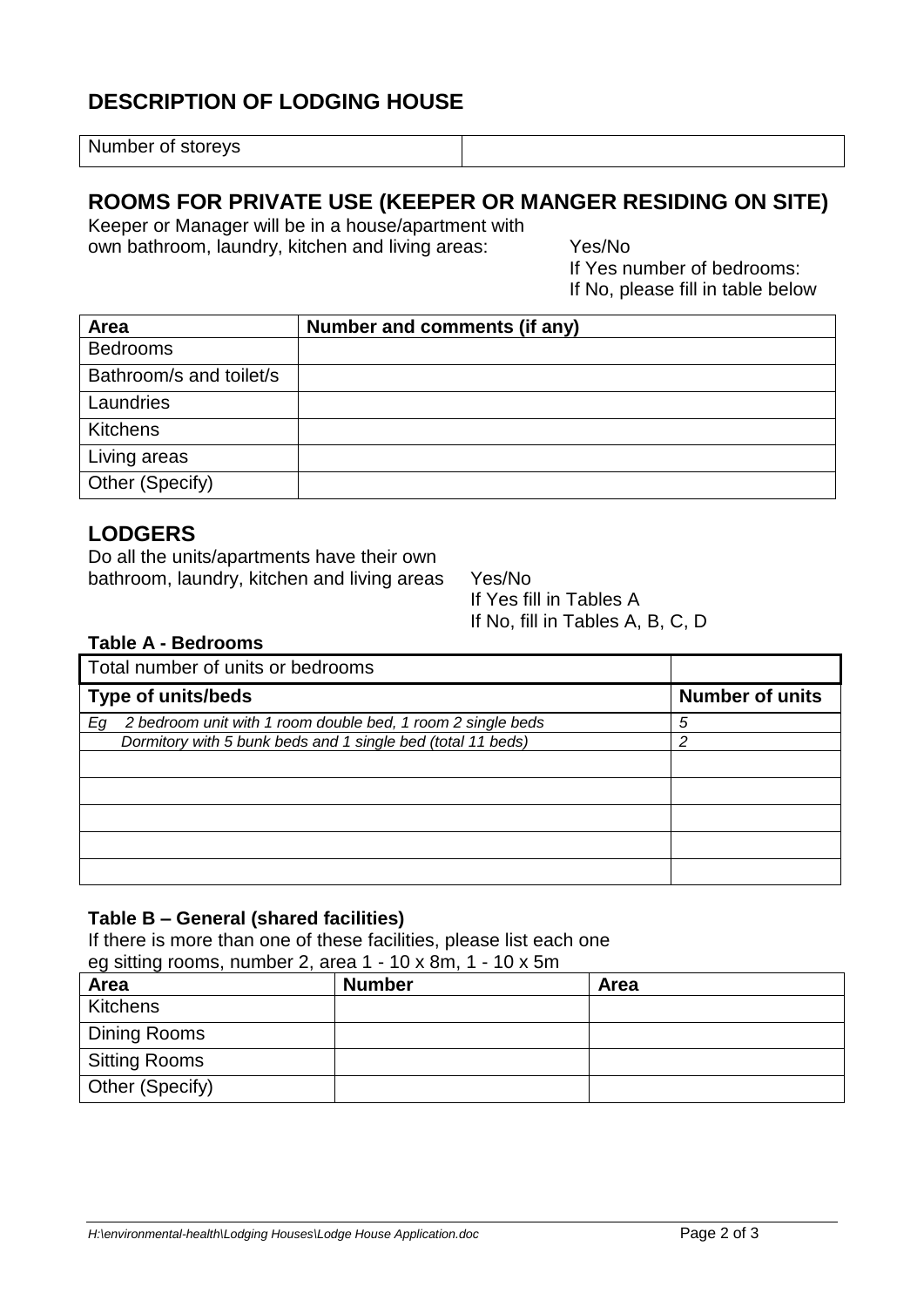## DESCRIPTION OF LODGING HOUSE

| Number of storeys | |
|---|---|

## ROOMS FOR PRIVATE USE (KEEPER OR MANGER RESIDING ON SITE)

Keeper or Manager will be in a house/apartment with own bathroom, laundry, kitchen and living areas: Yes/No

If Yes number of bedrooms:

If No, please fill in table below

| Area | Number and comments (if any) |
|---|---|
| Bedrooms | |
| Bathroom/s and toilet/s | |
| Laundries | |
| Kitchens | |
| Living areas | |
| Other (Specify) | |

## LODGERS

Do all the units/apartments have their own bathroom, laundry, kitchen and living areas Yes/No

If Yes fill in Tables A

If No, fill in Tables A, B, C, D

**Table A - Bedrooms**

| Total number of units or bedrooms | |
|---|---|
| **Type of units/beds** | **Number of units** |
| *Eg 2 bedroom unit with 1 room double bed, 1 room 2 single beds* | *5* |
| *Dormitory with 5 bunk beds and 1 single bed (total 11 beds)* | *2* |
| | |
| | |
| | |
| | |
| | |

**Table B – General (shared facilities)**

If there is more than one of these facilities, please list each one eg sitting rooms, number 2, area 1 - 10 x 8m, 1 - 10 x 5m

| Area | Number | Area |
|---|---|---|
| Kitchens | | |
| Dining Rooms | | |
| Sitting Rooms | | |
| Other (Specify) | | |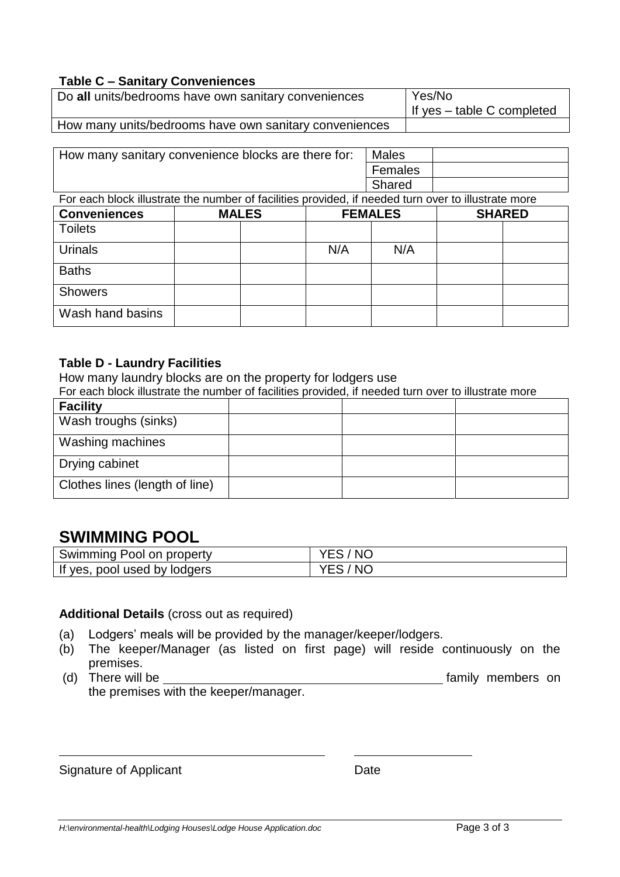**Table C – Sanitary Conveniences**

| | |
|---|---|
| Do **all** units/bedrooms have own sanitary conveniences | Yes/No<br>If yes – table C completed |
| How many units/bedrooms have own sanitary conveniences | |

| | | |
|---|---|---|
| How many sanitary convenience blocks are there for: | Males | |
| | Females | |
| | Shared | |

For each block illustrate the number of facilities provided, if needed turn over to illustrate more

| Conveniences | MALES | | FEMALES | | SHARED | |
|---|---|---|---|---|---|---|
| Toilets | | | | | | |
| Urinals | | | N/A | N/A | | |
| Baths | | | | | | |
| Showers | | | | | | |
| Wash hand basins | | | | | | |

**Table D - Laundry Facilities**

How many laundry blocks are on the property for lodgers use

For each block illustrate the number of facilities provided, if needed turn over to illustrate more

| Facility | | | |
|---|---|---|---|
| Wash troughs (sinks) | | | |
| Washing machines | | | |
| Drying cabinet | | | |
| Clothes lines (length of line) | | | |

## SWIMMING POOL

| | |
|---|---|
| Swimming Pool on property | YES / NO |
| If yes, pool used by lodgers | YES / NO |

**Additional Details** (cross out as required)

(a) Lodgers' meals will be provided by the manager/keeper/lodgers.

(b) The keeper/Manager (as listed on first page) will reside continuously on the premises.

(d) There will be \_\_\_\_\_\_\_\_\_\_\_\_\_\_\_\_\_\_\_\_\_\_\_\_\_\_\_\_\_\_\_\_\_\_\_\_\_\_\_\_ family members on the premises with the keeper/manager.

\_\_\_\_\_\_\_\_\_\_\_\_\_\_\_\_\_\_\_\_\_\_\_\_\_\_\_\_\_\_\_\_\_\_\_\_\_\_\_\_ \_\_\_\_\_\_\_\_\_\_\_\_\_\_\_\_\_\_

Signature of Applicant Date

*H:\environmental-health\Lodging Houses\Lodge House Application.doc*